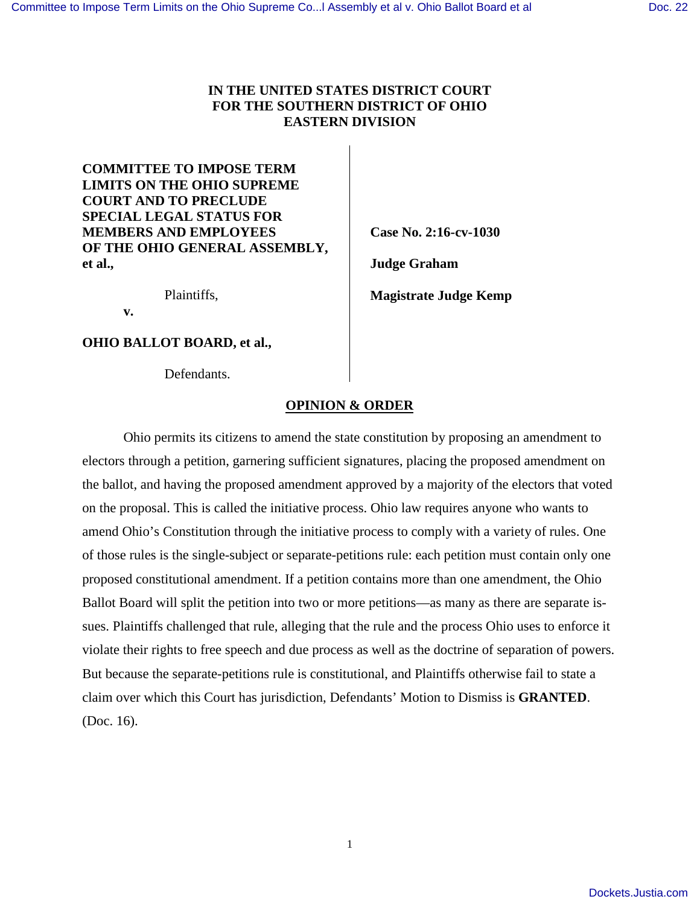**IN THE UNITED STATES DISTRICT COURT**
**FOR THE SOUTHERN DISTRICT OF OHIO**
**EASTERN DIVISION**

**COMMITTEE TO IMPOSE TERM LIMITS ON THE OHIO SUPREME COURT AND TO PRECLUDE SPECIAL LEGAL STATUS FOR MEMBERS AND EMPLOYEES OF THE OHIO GENERAL ASSEMBLY, et al.,**

Plaintiffs,

**v.**

**OHIO BALLOT BOARD, et al.,**

Defendants.

**Case No. 2:16-cv-1030**

**Judge Graham**

**Magistrate Judge Kemp**

## OPINION & ORDER

Ohio permits its citizens to amend the state constitution by proposing an amendment to electors through a petition, garnering sufficient signatures, placing the proposed amendment on the ballot, and having the proposed amendment approved by a majority of the electors that voted on the proposal. This is called the initiative process. Ohio law requires anyone who wants to amend Ohio's Constitution through the initiative process to comply with a variety of rules. One of those rules is the single-subject or separate-petitions rule: each petition must contain only one proposed constitutional amendment. If a petition contains more than one amendment, the Ohio Ballot Board will split the petition into two or more petitions—as many as there are separate issues. Plaintiffs challenged that rule, alleging that the rule and the process Ohio uses to enforce it violate their rights to free speech and due process as well as the doctrine of separation of powers. But because the separate-petitions rule is constitutional, and Plaintiffs otherwise fail to state a claim over which this Court has jurisdiction, Defendants' Motion to Dismiss is **GRANTED**. (Doc. 16).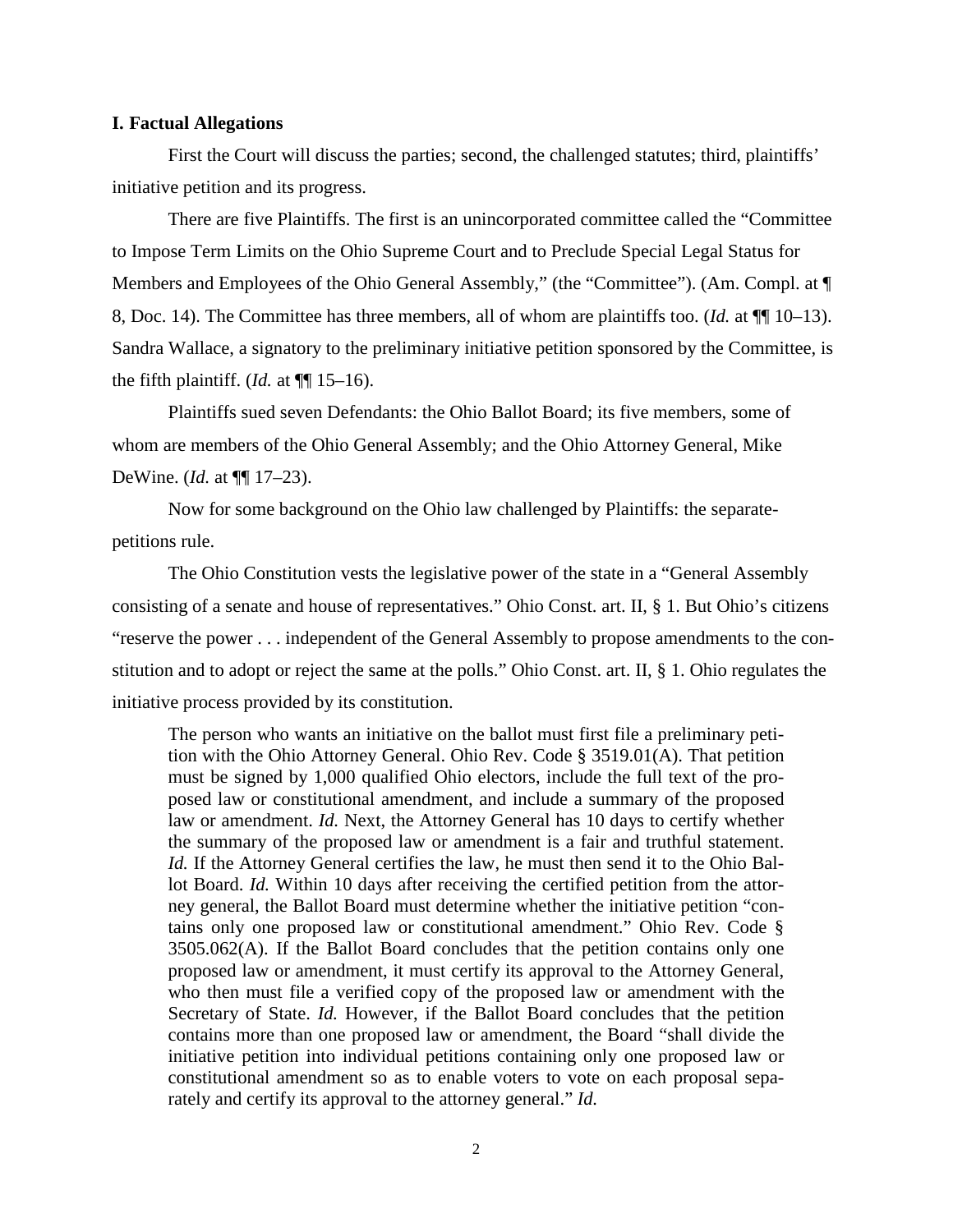### I. Factual Allegations

First the Court will discuss the parties; second, the challenged statutes; third, plaintiffs' initiative petition and its progress.

There are five Plaintiffs. The first is an unincorporated committee called the "Committee to Impose Term Limits on the Ohio Supreme Court and to Preclude Special Legal Status for Members and Employees of the Ohio General Assembly," (the "Committee"). (Am. Compl. at ¶ 8, Doc. 14). The Committee has three members, all of whom are plaintiffs too. (*Id.* at ¶¶ 10–13). Sandra Wallace, a signatory to the preliminary initiative petition sponsored by the Committee, is the fifth plaintiff. (*Id.* at ¶¶ 15–16).

Plaintiffs sued seven Defendants: the Ohio Ballot Board; its five members, some of whom are members of the Ohio General Assembly; and the Ohio Attorney General, Mike DeWine. (*Id.* at ¶¶ 17–23).

Now for some background on the Ohio law challenged by Plaintiffs: the separate-petitions rule.

The Ohio Constitution vests the legislative power of the state in a "General Assembly consisting of a senate and house of representatives." Ohio Const. art. II, § 1. But Ohio's citizens "reserve the power . . . independent of the General Assembly to propose amendments to the constitution and to adopt or reject the same at the polls." Ohio Const. art. II, § 1. Ohio regulates the initiative process provided by its constitution.

> The person who wants an initiative on the ballot must first file a preliminary petition with the Ohio Attorney General. Ohio Rev. Code § 3519.01(A). That petition must be signed by 1,000 qualified Ohio electors, include the full text of the proposed law or constitutional amendment, and include a summary of the proposed law or amendment. *Id.* Next, the Attorney General has 10 days to certify whether the summary of the proposed law or amendment is a fair and truthful statement. *Id.* If the Attorney General certifies the law, he must then send it to the Ohio Ballot Board. *Id.* Within 10 days after receiving the certified petition from the attorney general, the Ballot Board must determine whether the initiative petition "contains only one proposed law or constitutional amendment." Ohio Rev. Code § 3505.062(A). If the Ballot Board concludes that the petition contains only one proposed law or amendment, it must certify its approval to the Attorney General, who then must file a verified copy of the proposed law or amendment with the Secretary of State. *Id.* However, if the Ballot Board concludes that the petition contains more than one proposed law or amendment, the Board "shall divide the initiative petition into individual petitions containing only one proposed law or constitutional amendment so as to enable voters to vote on each proposal separately and certify its approval to the attorney general." *Id.*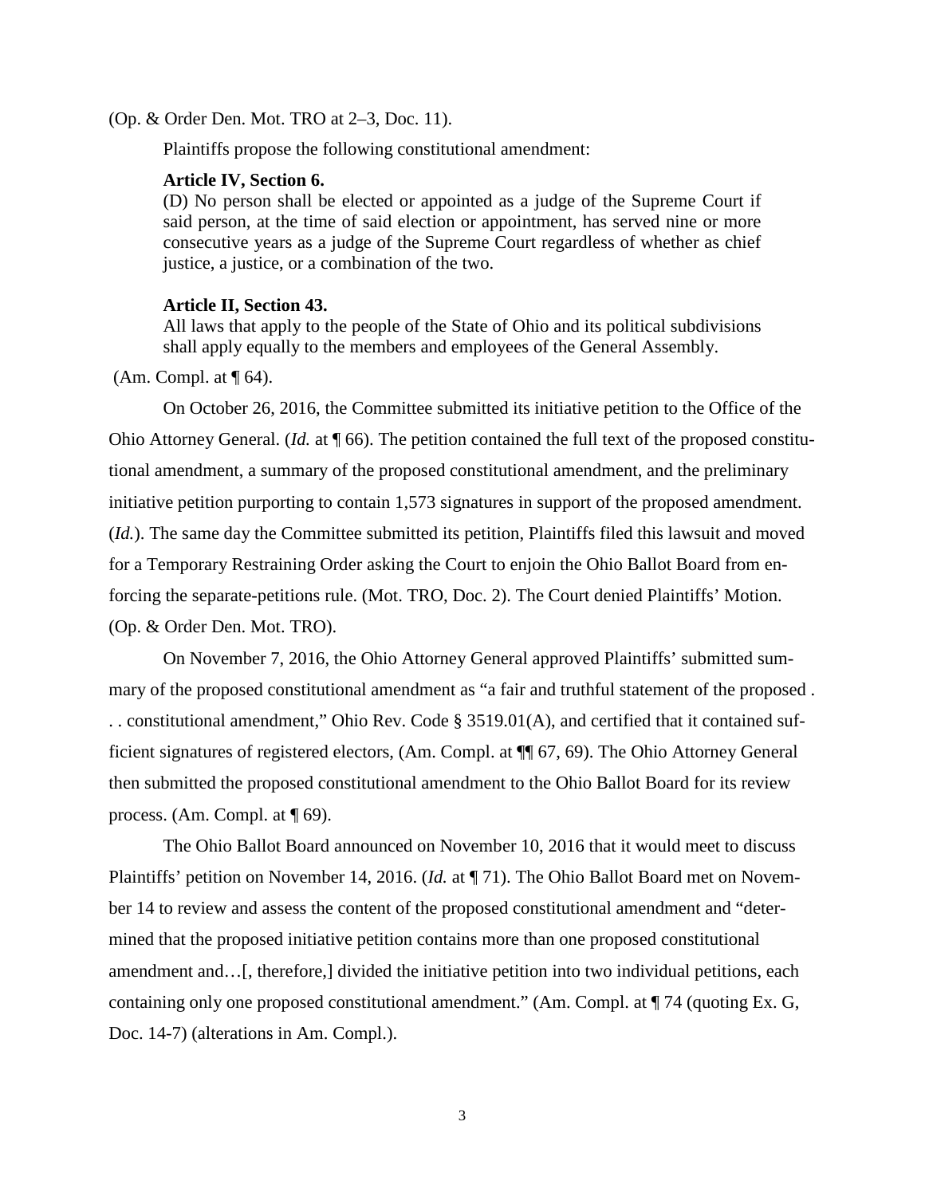(Op. & Order Den. Mot. TRO at 2–3, Doc. 11).

Plaintiffs propose the following constitutional amendment:

> **Article IV, Section 6.**
> (D) No person shall be elected or appointed as a judge of the Supreme Court if said person, at the time of said election or appointment, has served nine or more consecutive years as a judge of the Supreme Court regardless of whether as chief justice, a justice, or a combination of the two.
>
> **Article II, Section 43.**
> All laws that apply to the people of the State of Ohio and its political subdivisions shall apply equally to the members and employees of the General Assembly.

(Am. Compl. at ¶ 64).

On October 26, 2016, the Committee submitted its initiative petition to the Office of the Ohio Attorney General. (*Id.* at ¶ 66). The petition contained the full text of the proposed constitutional amendment, a summary of the proposed constitutional amendment, and the preliminary initiative petition purporting to contain 1,573 signatures in support of the proposed amendment. (*Id.*). The same day the Committee submitted its petition, Plaintiffs filed this lawsuit and moved for a Temporary Restraining Order asking the Court to enjoin the Ohio Ballot Board from enforcing the separate-petitions rule. (Mot. TRO, Doc. 2). The Court denied Plaintiffs' Motion. (Op. & Order Den. Mot. TRO).

On November 7, 2016, the Ohio Attorney General approved Plaintiffs' submitted summary of the proposed constitutional amendment as "a fair and truthful statement of the proposed . . . constitutional amendment," Ohio Rev. Code § 3519.01(A), and certified that it contained sufficient signatures of registered electors, (Am. Compl. at ¶¶ 67, 69). The Ohio Attorney General then submitted the proposed constitutional amendment to the Ohio Ballot Board for its review process. (Am. Compl. at ¶ 69).

The Ohio Ballot Board announced on November 10, 2016 that it would meet to discuss Plaintiffs' petition on November 14, 2016. (*Id.* at ¶ 71). The Ohio Ballot Board met on November 14 to review and assess the content of the proposed constitutional amendment and "determined that the proposed initiative petition contains more than one proposed constitutional amendment and…[, therefore,] divided the initiative petition into two individual petitions, each containing only one proposed constitutional amendment." (Am. Compl. at ¶ 74 (quoting Ex. G, Doc. 14-7) (alterations in Am. Compl.).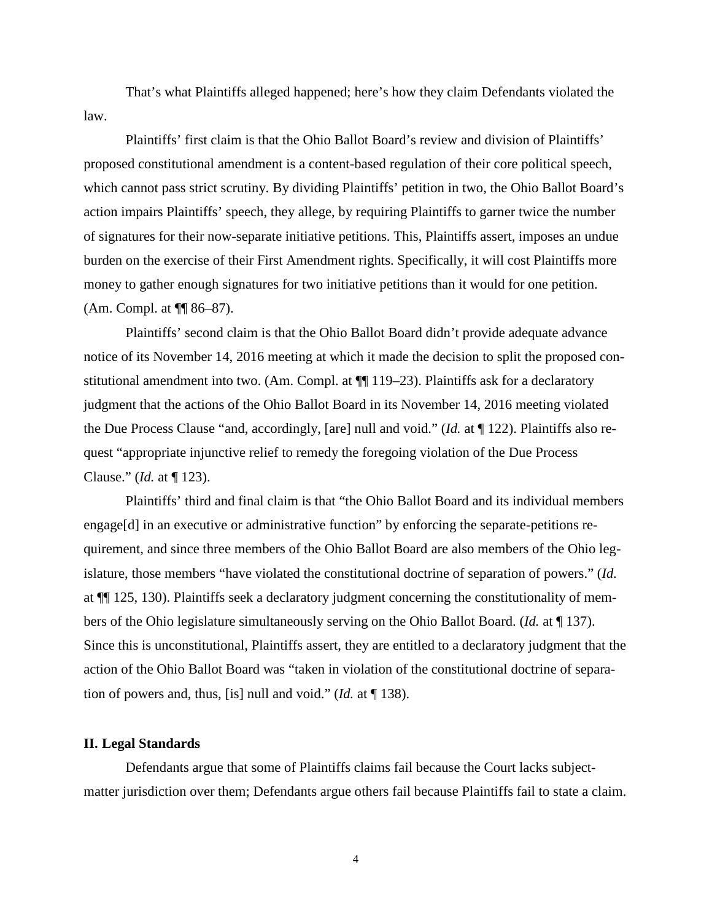That's what Plaintiffs alleged happened; here's how they claim Defendants violated the law.

Plaintiffs' first claim is that the Ohio Ballot Board's review and division of Plaintiffs' proposed constitutional amendment is a content-based regulation of their core political speech, which cannot pass strict scrutiny. By dividing Plaintiffs' petition in two, the Ohio Ballot Board's action impairs Plaintiffs' speech, they allege, by requiring Plaintiffs to garner twice the number of signatures for their now-separate initiative petitions. This, Plaintiffs assert, imposes an undue burden on the exercise of their First Amendment rights. Specifically, it will cost Plaintiffs more money to gather enough signatures for two initiative petitions than it would for one petition. (Am. Compl. at ¶¶ 86–87).

Plaintiffs' second claim is that the Ohio Ballot Board didn't provide adequate advance notice of its November 14, 2016 meeting at which it made the decision to split the proposed constitutional amendment into two. (Am. Compl. at ¶¶ 119–23). Plaintiffs ask for a declaratory judgment that the actions of the Ohio Ballot Board in its November 14, 2016 meeting violated the Due Process Clause "and, accordingly, [are] null and void." (*Id.* at ¶ 122). Plaintiffs also request "appropriate injunctive relief to remedy the foregoing violation of the Due Process Clause." (*Id.* at ¶ 123).

Plaintiffs' third and final claim is that "the Ohio Ballot Board and its individual members engage[d] in an executive or administrative function" by enforcing the separate-petitions requirement, and since three members of the Ohio Ballot Board are also members of the Ohio legislature, those members "have violated the constitutional doctrine of separation of powers." (*Id.* at ¶¶ 125, 130). Plaintiffs seek a declaratory judgment concerning the constitutionality of members of the Ohio legislature simultaneously serving on the Ohio Ballot Board. (*Id.* at ¶ 137). Since this is unconstitutional, Plaintiffs assert, they are entitled to a declaratory judgment that the action of the Ohio Ballot Board was "taken in violation of the constitutional doctrine of separation of powers and, thus, [is] null and void." (*Id.* at ¶ 138).

## II. Legal Standards

Defendants argue that some of Plaintiffs claims fail because the Court lacks subject-matter jurisdiction over them; Defendants argue others fail because Plaintiffs fail to state a claim.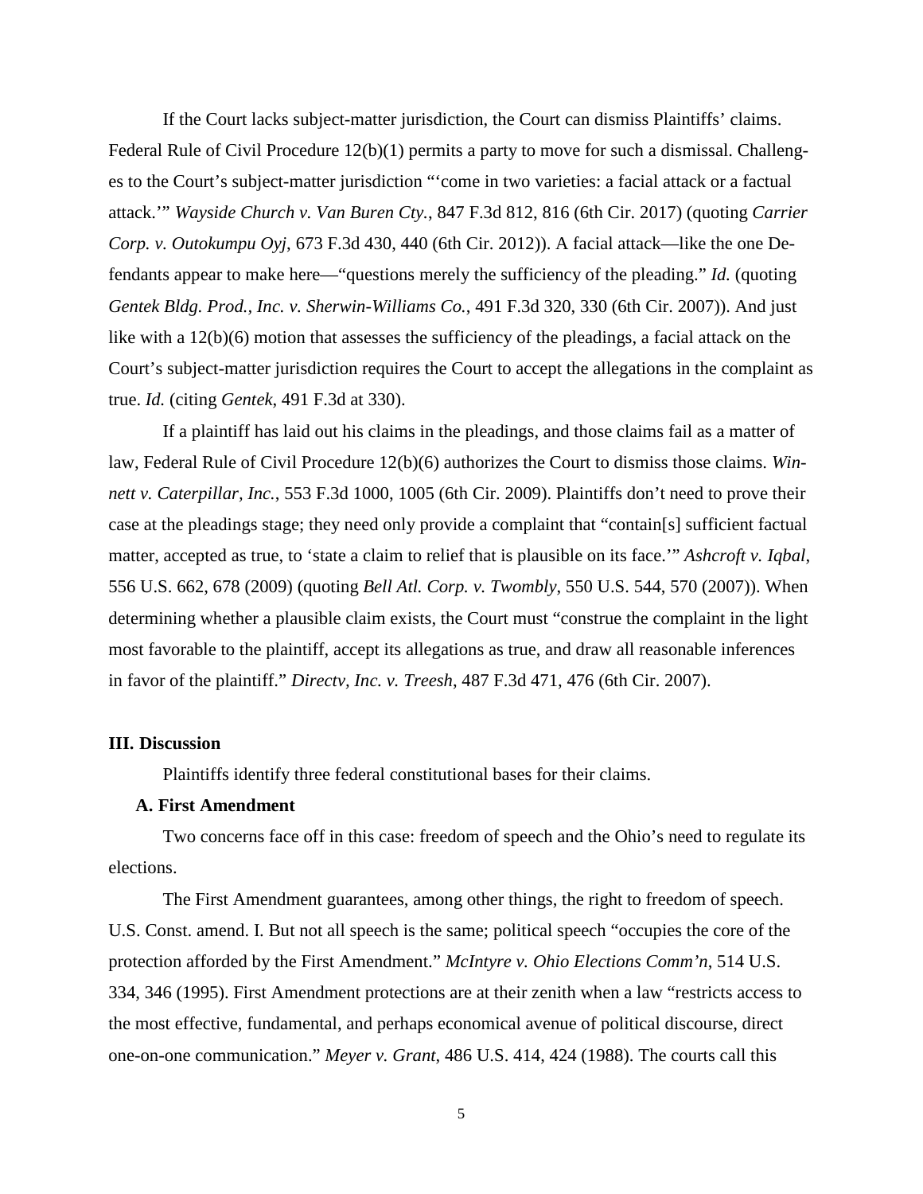If the Court lacks subject-matter jurisdiction, the Court can dismiss Plaintiffs' claims. Federal Rule of Civil Procedure 12(b)(1) permits a party to move for such a dismissal. Challenges to the Court's subject-matter jurisdiction "'come in two varieties: a facial attack or a factual attack.'" *Wayside Church v. Van Buren Cty.*, 847 F.3d 812, 816 (6th Cir. 2017) (quoting *Carrier Corp. v. Outokumpu Oyj*, 673 F.3d 430, 440 (6th Cir. 2012)). A facial attack—like the one Defendants appear to make here—"questions merely the sufficiency of the pleading." *Id.* (quoting *Gentek Bldg. Prod., Inc. v. Sherwin-Williams Co.*, 491 F.3d 320, 330 (6th Cir. 2007)). And just like with a 12(b)(6) motion that assesses the sufficiency of the pleadings, a facial attack on the Court's subject-matter jurisdiction requires the Court to accept the allegations in the complaint as true. *Id.* (citing *Gentek*, 491 F.3d at 330).

If a plaintiff has laid out his claims in the pleadings, and those claims fail as a matter of law, Federal Rule of Civil Procedure 12(b)(6) authorizes the Court to dismiss those claims. *Winnett v. Caterpillar, Inc.*, 553 F.3d 1000, 1005 (6th Cir. 2009). Plaintiffs don't need to prove their case at the pleadings stage; they need only provide a complaint that "contain[s] sufficient factual matter, accepted as true, to 'state a claim to relief that is plausible on its face.'" *Ashcroft v. Iqbal*, 556 U.S. 662, 678 (2009) (quoting *Bell Atl. Corp. v. Twombly*, 550 U.S. 544, 570 (2007)). When determining whether a plausible claim exists, the Court must "construe the complaint in the light most favorable to the plaintiff, accept its allegations as true, and draw all reasonable inferences in favor of the plaintiff." *Directv, Inc. v. Treesh*, 487 F.3d 471, 476 (6th Cir. 2007).

## III. Discussion

Plaintiffs identify three federal constitutional bases for their claims.

### A. First Amendment

Two concerns face off in this case: freedom of speech and the Ohio's need to regulate its elections.

The First Amendment guarantees, among other things, the right to freedom of speech. U.S. Const. amend. I. But not all speech is the same; political speech "occupies the core of the protection afforded by the First Amendment." *McIntyre v. Ohio Elections Comm'n*, 514 U.S. 334, 346 (1995). First Amendment protections are at their zenith when a law "restricts access to the most effective, fundamental, and perhaps economical avenue of political discourse, direct one-on-one communication." *Meyer v. Grant*, 486 U.S. 414, 424 (1988). The courts call this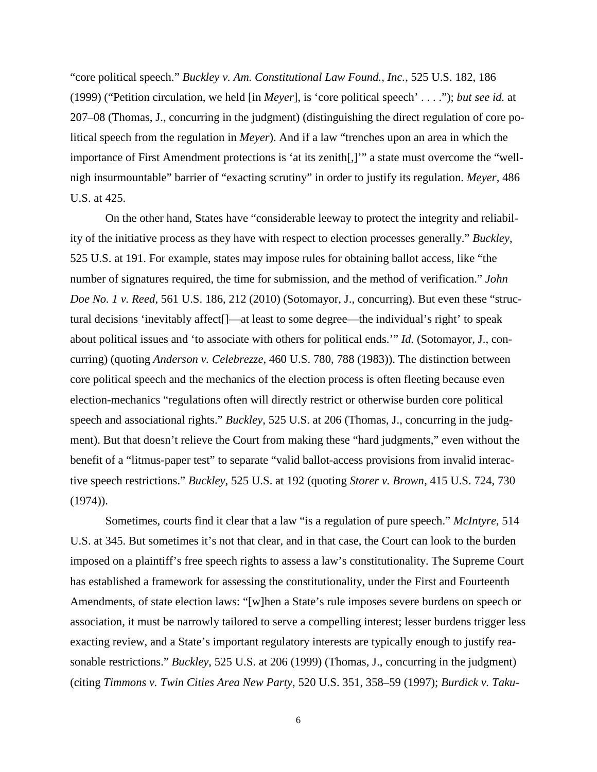"core political speech." *Buckley v. Am. Constitutional Law Found., Inc.*, 525 U.S. 182, 186 (1999) ("Petition circulation, we held [in *Meyer*], is 'core political speech' . . . ."); *but see id.* at 207–08 (Thomas, J., concurring in the judgment) (distinguishing the direct regulation of core political speech from the regulation in *Meyer*). And if a law "trenches upon an area in which the importance of First Amendment protections is 'at its zenith[,]'" a state must overcome the "well-nigh insurmountable" barrier of "exacting scrutiny" in order to justify its regulation. *Meyer*, 486 U.S. at 425.

On the other hand, States have "considerable leeway to protect the integrity and reliability of the initiative process as they have with respect to election processes generally." *Buckley*, 525 U.S. at 191. For example, states may impose rules for obtaining ballot access, like "the number of signatures required, the time for submission, and the method of verification." *John Doe No. 1 v. Reed*, 561 U.S. 186, 212 (2010) (Sotomayor, J., concurring). But even these "structural decisions 'inevitably affect[]—at least to some degree—the individual's right' to speak about political issues and 'to associate with others for political ends.'" *Id.* (Sotomayor, J., concurring) (quoting *Anderson v. Celebrezze*, 460 U.S. 780, 788 (1983)). The distinction between core political speech and the mechanics of the election process is often fleeting because even election-mechanics "regulations often will directly restrict or otherwise burden core political speech and associational rights." *Buckley*, 525 U.S. at 206 (Thomas, J., concurring in the judgment). But that doesn't relieve the Court from making these "hard judgments," even without the benefit of a "litmus-paper test" to separate "valid ballot-access provisions from invalid interactive speech restrictions." *Buckley*, 525 U.S. at 192 (quoting *Storer v. Brown*, 415 U.S. 724, 730 (1974)).

Sometimes, courts find it clear that a law "is a regulation of pure speech." *McIntyre*, 514 U.S. at 345. But sometimes it's not that clear, and in that case, the Court can look to the burden imposed on a plaintiff's free speech rights to assess a law's constitutionality. The Supreme Court has established a framework for assessing the constitutionality, under the First and Fourteenth Amendments, of state election laws: "[w]hen a State's rule imposes severe burdens on speech or association, it must be narrowly tailored to serve a compelling interest; lesser burdens trigger less exacting review, and a State's important regulatory interests are typically enough to justify reasonable restrictions." *Buckley*, 525 U.S. at 206 (1999) (Thomas, J., concurring in the judgment) (citing *Timmons v. Twin Cities Area New Party*, 520 U.S. 351, 358–59 (1997); *Burdick v. Taku-*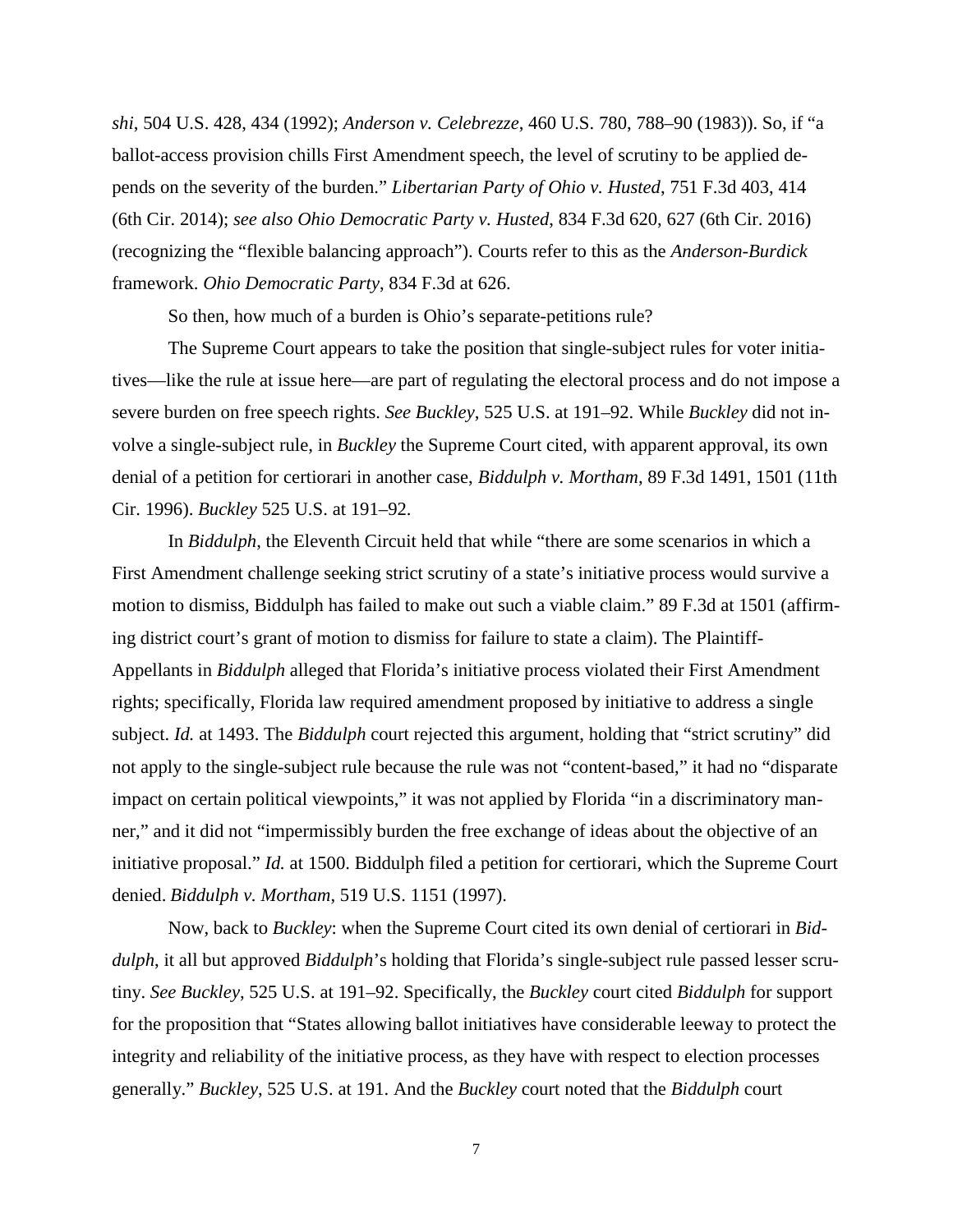*shi*, 504 U.S. 428, 434 (1992); *Anderson v. Celebrezze*, 460 U.S. 780, 788–90 (1983)). So, if "a ballot-access provision chills First Amendment speech, the level of scrutiny to be applied depends on the severity of the burden." *Libertarian Party of Ohio v. Husted*, 751 F.3d 403, 414 (6th Cir. 2014); *see also Ohio Democratic Party v. Husted*, 834 F.3d 620, 627 (6th Cir. 2016) (recognizing the "flexible balancing approach"). Courts refer to this as the *Anderson-Burdick* framework. *Ohio Democratic Party*, 834 F.3d at 626.

So then, how much of a burden is Ohio's separate-petitions rule?

The Supreme Court appears to take the position that single-subject rules for voter initiatives—like the rule at issue here—are part of regulating the electoral process and do not impose a severe burden on free speech rights. *See Buckley*, 525 U.S. at 191–92. While *Buckley* did not involve a single-subject rule, in *Buckley* the Supreme Court cited, with apparent approval, its own denial of a petition for certiorari in another case, *Biddulph v. Mortham*, 89 F.3d 1491, 1501 (11th Cir. 1996). *Buckley* 525 U.S. at 191–92.

In *Biddulph*, the Eleventh Circuit held that while "there are some scenarios in which a First Amendment challenge seeking strict scrutiny of a state's initiative process would survive a motion to dismiss, Biddulph has failed to make out such a viable claim." 89 F.3d at 1501 (affirming district court's grant of motion to dismiss for failure to state a claim). The Plaintiff-Appellants in *Biddulph* alleged that Florida's initiative process violated their First Amendment rights; specifically, Florida law required amendment proposed by initiative to address a single subject. *Id.* at 1493. The *Biddulph* court rejected this argument, holding that "strict scrutiny" did not apply to the single-subject rule because the rule was not "content-based," it had no "disparate impact on certain political viewpoints," it was not applied by Florida "in a discriminatory manner," and it did not "impermissibly burden the free exchange of ideas about the objective of an initiative proposal." *Id.* at 1500. Biddulph filed a petition for certiorari, which the Supreme Court denied. *Biddulph v. Mortham*, 519 U.S. 1151 (1997).

Now, back to *Buckley*: when the Supreme Court cited its own denial of certiorari in *Biddulph*, it all but approved *Biddulph*'s holding that Florida's single-subject rule passed lesser scrutiny. *See Buckley*, 525 U.S. at 191–92. Specifically, the *Buckley* court cited *Biddulph* for support for the proposition that "States allowing ballot initiatives have considerable leeway to protect the integrity and reliability of the initiative process, as they have with respect to election processes generally." *Buckley*, 525 U.S. at 191. And the *Buckley* court noted that the *Biddulph* court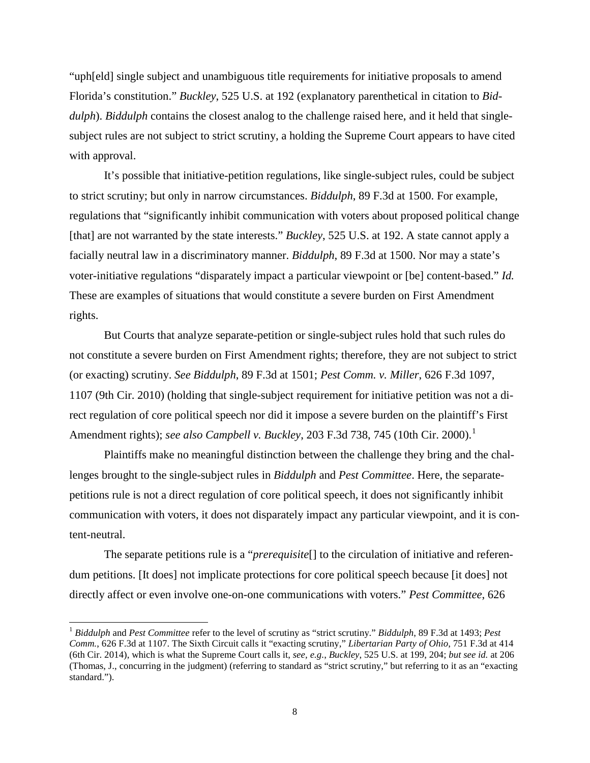"uph[eld] single subject and unambiguous title requirements for initiative proposals to amend Florida's constitution." *Buckley*, 525 U.S. at 192 (explanatory parenthetical in citation to *Biddulph*). *Biddulph* contains the closest analog to the challenge raised here, and it held that single-subject rules are not subject to strict scrutiny, a holding the Supreme Court appears to have cited with approval.

It's possible that initiative-petition regulations, like single-subject rules, could be subject to strict scrutiny; but only in narrow circumstances. *Biddulph*, 89 F.3d at 1500. For example, regulations that "significantly inhibit communication with voters about proposed political change [that] are not warranted by the state interests." *Buckley*, 525 U.S. at 192. A state cannot apply a facially neutral law in a discriminatory manner. *Biddulph*, 89 F.3d at 1500. Nor may a state's voter-initiative regulations "disparately impact a particular viewpoint or [be] content-based." *Id.* These are examples of situations that would constitute a severe burden on First Amendment rights.

But Courts that analyze separate-petition or single-subject rules hold that such rules do not constitute a severe burden on First Amendment rights; therefore, they are not subject to strict (or exacting) scrutiny. *See Biddulph*, 89 F.3d at 1501; *Pest Comm. v. Miller*, 626 F.3d 1097, 1107 (9th Cir. 2010) (holding that single-subject requirement for initiative petition was not a direct regulation of core political speech nor did it impose a severe burden on the plaintiff's First Amendment rights); *see also Campbell v. Buckley*, 203 F.3d 738, 745 (10th Cir. 2000).[1]

Plaintiffs make no meaningful distinction between the challenge they bring and the challenges brought to the single-subject rules in *Biddulph* and *Pest Committee*. Here, the separate-petitions rule is not a direct regulation of core political speech, it does not significantly inhibit communication with voters, it does not disparately impact any particular viewpoint, and it is content-neutral.

The separate petitions rule is a "*prerequisite*[] to the circulation of initiative and referendum petitions. [It does] not implicate protections for core political speech because [it does] not directly affect or even involve one-on-one communications with voters." *Pest Committee*, 626

---

[1] *Biddulph* and *Pest Committee* refer to the level of scrutiny as "strict scrutiny." *Biddulph*, 89 F.3d at 1493; *Pest Comm.*, 626 F.3d at 1107. The Sixth Circuit calls it "exacting scrutiny," *Libertarian Party of Ohio*, 751 F.3d at 414 (6th Cir. 2014), which is what the Supreme Court calls it, *see, e.g.*, *Buckley*, 525 U.S. at 199, 204; *but see id.* at 206 (Thomas, J., concurring in the judgment) (referring to standard as "strict scrutiny," but referring to it as an "exacting standard.").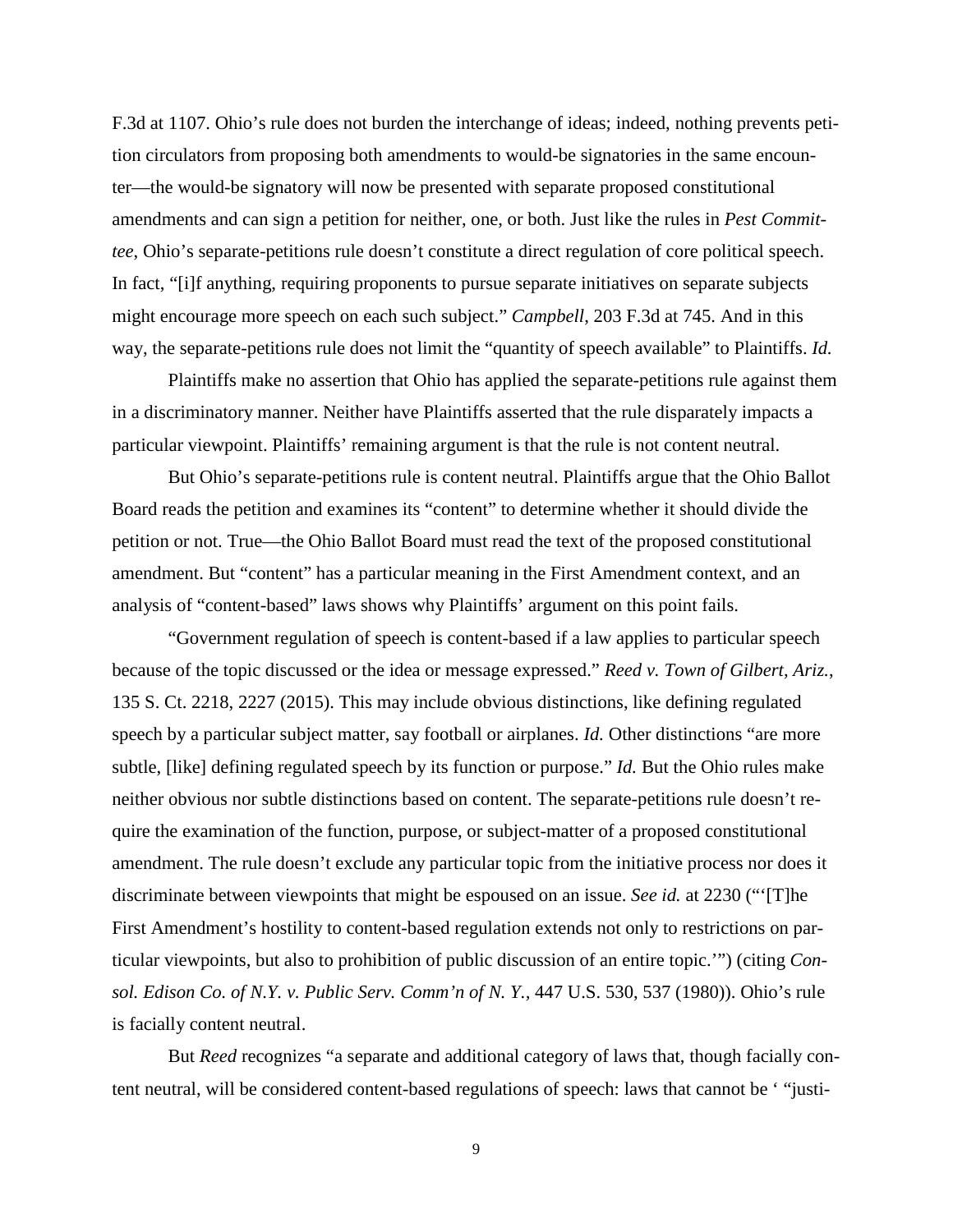F.3d at 1107. Ohio's rule does not burden the interchange of ideas; indeed, nothing prevents petition circulators from proposing both amendments to would-be signatories in the same encounter—the would-be signatory will now be presented with separate proposed constitutional amendments and can sign a petition for neither, one, or both. Just like the rules in *Pest Committee*, Ohio's separate-petitions rule doesn't constitute a direct regulation of core political speech. In fact, "[i]f anything, requiring proponents to pursue separate initiatives on separate subjects might encourage more speech on each such subject." *Campbell*, 203 F.3d at 745. And in this way, the separate-petitions rule does not limit the "quantity of speech available" to Plaintiffs. *Id.*

Plaintiffs make no assertion that Ohio has applied the separate-petitions rule against them in a discriminatory manner. Neither have Plaintiffs asserted that the rule disparately impacts a particular viewpoint. Plaintiffs' remaining argument is that the rule is not content neutral.

But Ohio's separate-petitions rule is content neutral. Plaintiffs argue that the Ohio Ballot Board reads the petition and examines its "content" to determine whether it should divide the petition or not. True—the Ohio Ballot Board must read the text of the proposed constitutional amendment. But "content" has a particular meaning in the First Amendment context, and an analysis of "content-based" laws shows why Plaintiffs' argument on this point fails.

"Government regulation of speech is content-based if a law applies to particular speech because of the topic discussed or the idea or message expressed." *Reed v. Town of Gilbert, Ariz.*, 135 S. Ct. 2218, 2227 (2015). This may include obvious distinctions, like defining regulated speech by a particular subject matter, say football or airplanes. *Id.* Other distinctions "are more subtle, [like] defining regulated speech by its function or purpose." *Id.* But the Ohio rules make neither obvious nor subtle distinctions based on content. The separate-petitions rule doesn't require the examination of the function, purpose, or subject-matter of a proposed constitutional amendment. The rule doesn't exclude any particular topic from the initiative process nor does it discriminate between viewpoints that might be espoused on an issue. *See id.* at 2230 ("'[T]he First Amendment's hostility to content-based regulation extends not only to restrictions on particular viewpoints, but also to prohibition of public discussion of an entire topic.'") (citing *Consol. Edison Co. of N.Y. v. Public Serv. Comm'n of N. Y.*, 447 U.S. 530, 537 (1980)). Ohio's rule is facially content neutral.

But *Reed* recognizes "a separate and additional category of laws that, though facially content neutral, will be considered content-based regulations of speech: laws that cannot be ' "justi-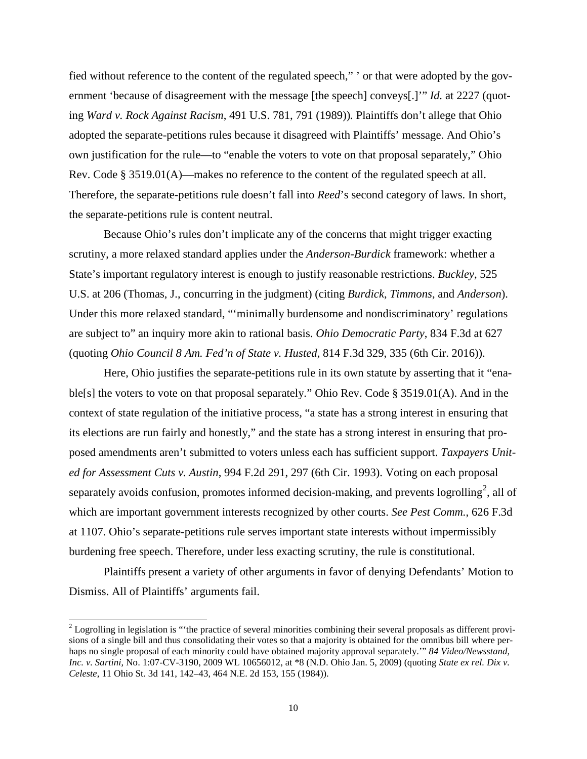fied without reference to the content of the regulated speech," ' or that were adopted by the government 'because of disagreement with the message [the speech] conveys[.]'" *Id.* at 2227 (quoting *Ward v. Rock Against Racism*, 491 U.S. 781, 791 (1989)). Plaintiffs don't allege that Ohio adopted the separate-petitions rules because it disagreed with Plaintiffs' message. And Ohio's own justification for the rule—to "enable the voters to vote on that proposal separately," Ohio Rev. Code § 3519.01(A)—makes no reference to the content of the regulated speech at all. Therefore, the separate-petitions rule doesn't fall into *Reed*'s second category of laws. In short, the separate-petitions rule is content neutral.

Because Ohio's rules don't implicate any of the concerns that might trigger exacting scrutiny, a more relaxed standard applies under the *Anderson-Burdick* framework: whether a State's important regulatory interest is enough to justify reasonable restrictions. *Buckley*, 525 U.S. at 206 (Thomas, J., concurring in the judgment) (citing *Burdick*, *Timmons*, and *Anderson*). Under this more relaxed standard, "'minimally burdensome and nondiscriminatory' regulations are subject to" an inquiry more akin to rational basis. *Ohio Democratic Party*, 834 F.3d at 627 (quoting *Ohio Council 8 Am. Fed'n of State v. Husted*, 814 F.3d 329, 335 (6th Cir. 2016)).

Here, Ohio justifies the separate-petitions rule in its own statute by asserting that it "enable[s] the voters to vote on that proposal separately." Ohio Rev. Code § 3519.01(A). And in the context of state regulation of the initiative process, "a state has a strong interest in ensuring that its elections are run fairly and honestly," and the state has a strong interest in ensuring that proposed amendments aren't submitted to voters unless each has sufficient support. *Taxpayers United for Assessment Cuts v. Austin*, 994 F.2d 291, 297 (6th Cir. 1993). Voting on each proposal separately avoids confusion, promotes informed decision-making, and prevents logrolling[2], all of which are important government interests recognized by other courts. *See Pest Comm.*, 626 F.3d at 1107. Ohio's separate-petitions rule serves important state interests without impermissibly burdening free speech. Therefore, under less exacting scrutiny, the rule is constitutional.

Plaintiffs present a variety of other arguments in favor of denying Defendants' Motion to Dismiss. All of Plaintiffs' arguments fail.

---

[2] Logrolling in legislation is "'the practice of several minorities combining their several proposals as different provisions of a single bill and thus consolidating their votes so that a majority is obtained for the omnibus bill where perhaps no single proposal of each minority could have obtained majority approval separately.'" *84 Video/Newsstand, Inc. v. Sartini*, No. 1:07-CV-3190, 2009 WL 10656012, at *8 (N.D. Ohio Jan. 5, 2009) (quoting *State ex rel. Dix v. Celeste*, 11 Ohio St. 3d 141, 142–43, 464 N.E. 2d 153, 155 (1984)).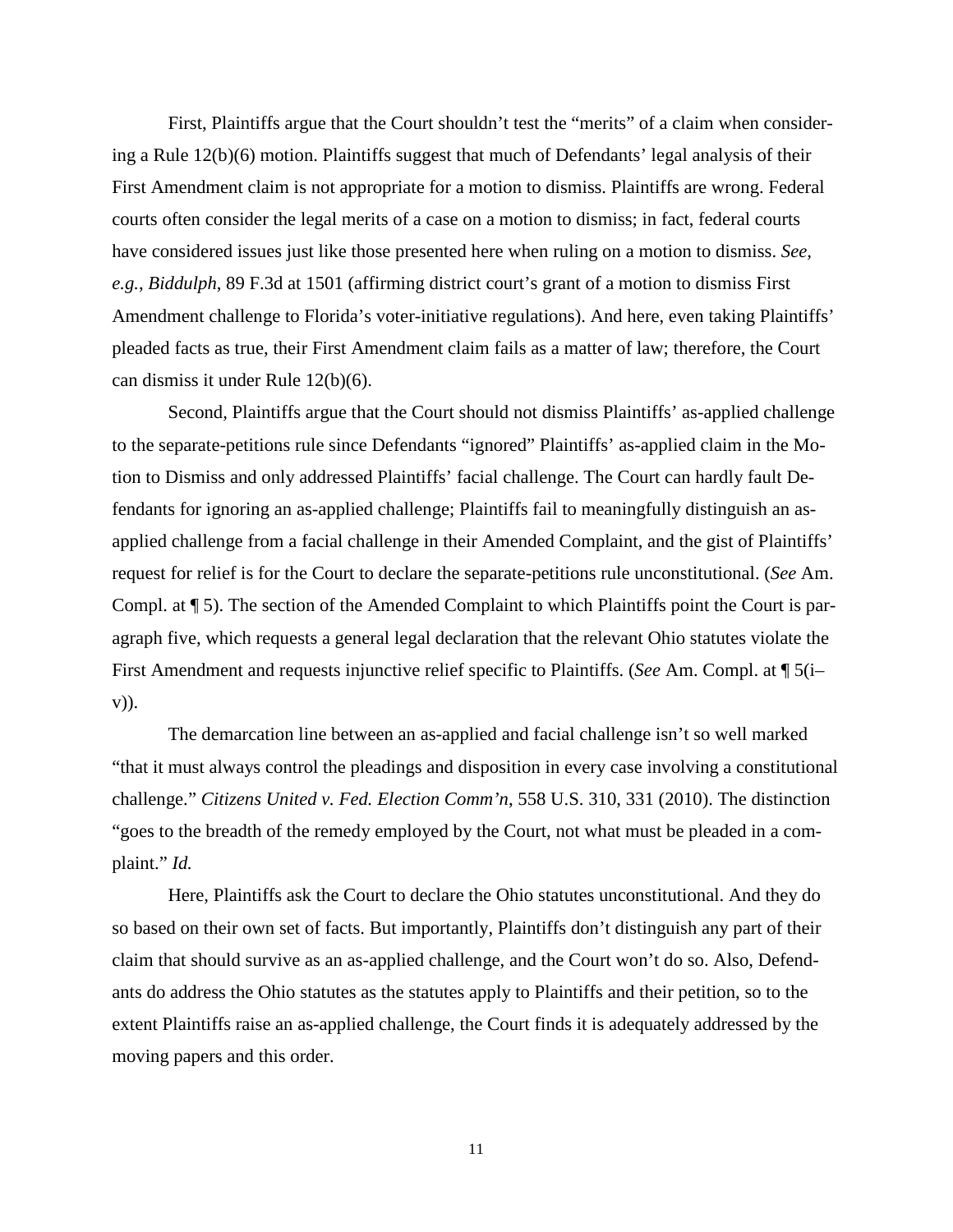First, Plaintiffs argue that the Court shouldn't test the "merits" of a claim when considering a Rule 12(b)(6) motion. Plaintiffs suggest that much of Defendants' legal analysis of their First Amendment claim is not appropriate for a motion to dismiss. Plaintiffs are wrong. Federal courts often consider the legal merits of a case on a motion to dismiss; in fact, federal courts have considered issues just like those presented here when ruling on a motion to dismiss. *See, e.g.*, *Biddulph*, 89 F.3d at 1501 (affirming district court's grant of a motion to dismiss First Amendment challenge to Florida's voter-initiative regulations). And here, even taking Plaintiffs' pleaded facts as true, their First Amendment claim fails as a matter of law; therefore, the Court can dismiss it under Rule 12(b)(6).

Second, Plaintiffs argue that the Court should not dismiss Plaintiffs' as-applied challenge to the separate-petitions rule since Defendants "ignored" Plaintiffs' as-applied claim in the Motion to Dismiss and only addressed Plaintiffs' facial challenge. The Court can hardly fault Defendants for ignoring an as-applied challenge; Plaintiffs fail to meaningfully distinguish an as-applied challenge from a facial challenge in their Amended Complaint, and the gist of Plaintiffs' request for relief is for the Court to declare the separate-petitions rule unconstitutional. (*See* Am. Compl. at ¶ 5). The section of the Amended Complaint to which Plaintiffs point the Court is paragraph five, which requests a general legal declaration that the relevant Ohio statutes violate the First Amendment and requests injunctive relief specific to Plaintiffs. (*See* Am. Compl. at ¶ 5(i–v)).

The demarcation line between an as-applied and facial challenge isn't so well marked "that it must always control the pleadings and disposition in every case involving a constitutional challenge." *Citizens United v. Fed. Election Comm'n*, 558 U.S. 310, 331 (2010). The distinction "goes to the breadth of the remedy employed by the Court, not what must be pleaded in a complaint." *Id.*

Here, Plaintiffs ask the Court to declare the Ohio statutes unconstitutional. And they do so based on their own set of facts. But importantly, Plaintiffs don't distinguish any part of their claim that should survive as an as-applied challenge, and the Court won't do so. Also, Defendants do address the Ohio statutes as the statutes apply to Plaintiffs and their petition, so to the extent Plaintiffs raise an as-applied challenge, the Court finds it is adequately addressed by the moving papers and this order.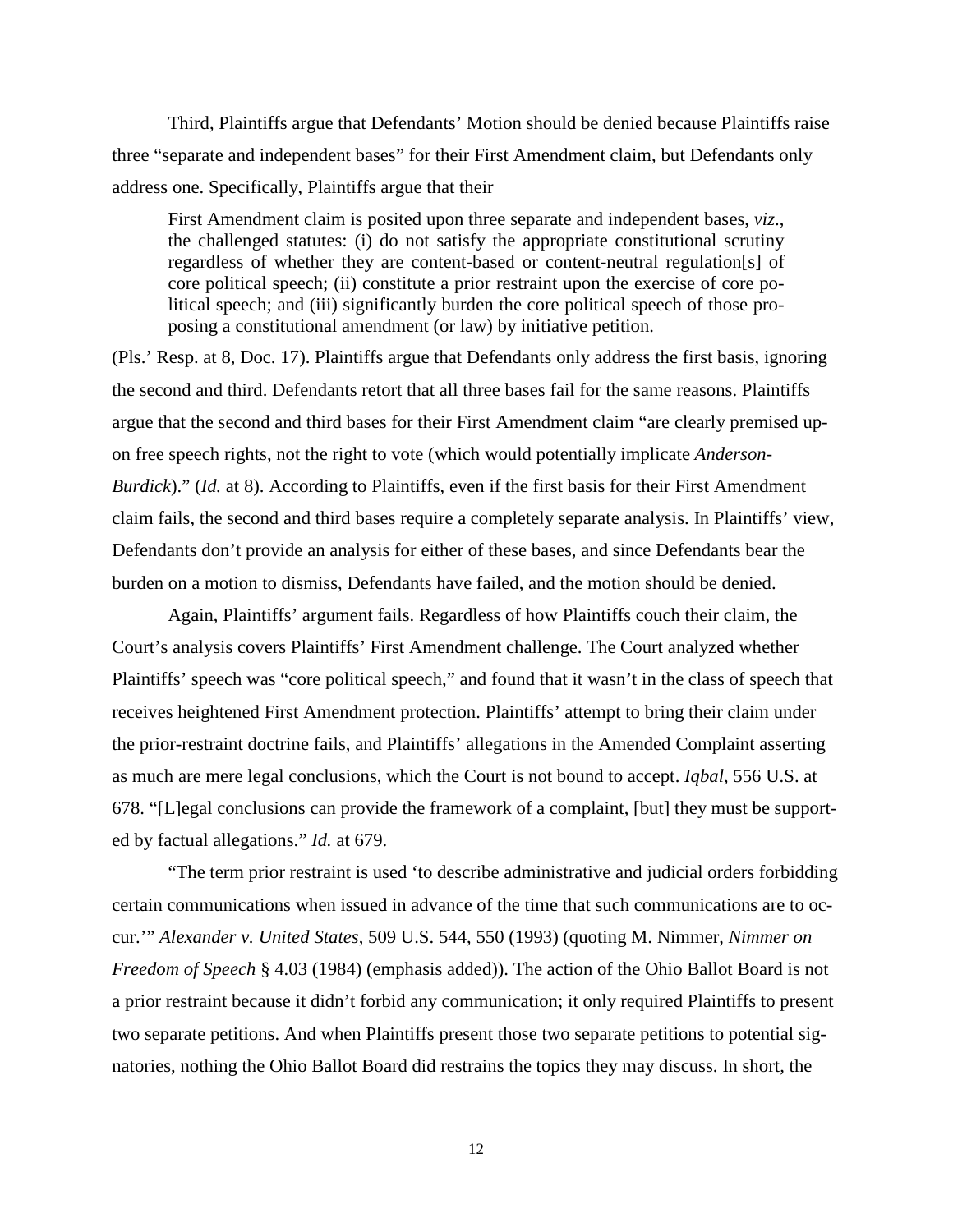Third, Plaintiffs argue that Defendants' Motion should be denied because Plaintiffs raise three "separate and independent bases" for their First Amendment claim, but Defendants only address one. Specifically, Plaintiffs argue that their

> First Amendment claim is posited upon three separate and independent bases, *viz*., the challenged statutes: (i) do not satisfy the appropriate constitutional scrutiny regardless of whether they are content-based or content-neutral regulation[s] of core political speech; (ii) constitute a prior restraint upon the exercise of core political speech; and (iii) significantly burden the core political speech of those proposing a constitutional amendment (or law) by initiative petition.

(Pls.' Resp. at 8, Doc. 17). Plaintiffs argue that Defendants only address the first basis, ignoring the second and third. Defendants retort that all three bases fail for the same reasons. Plaintiffs argue that the second and third bases for their First Amendment claim "are clearly premised upon free speech rights, not the right to vote (which would potentially implicate *Anderson-Burdick*)." (*Id.* at 8). According to Plaintiffs, even if the first basis for their First Amendment claim fails, the second and third bases require a completely separate analysis. In Plaintiffs' view, Defendants don't provide an analysis for either of these bases, and since Defendants bear the burden on a motion to dismiss, Defendants have failed, and the motion should be denied.

Again, Plaintiffs' argument fails. Regardless of how Plaintiffs couch their claim, the Court's analysis covers Plaintiffs' First Amendment challenge. The Court analyzed whether Plaintiffs' speech was "core political speech," and found that it wasn't in the class of speech that receives heightened First Amendment protection. Plaintiffs' attempt to bring their claim under the prior-restraint doctrine fails, and Plaintiffs' allegations in the Amended Complaint asserting as much are mere legal conclusions, which the Court is not bound to accept. *Iqbal*, 556 U.S. at 678. "[L]egal conclusions can provide the framework of a complaint, [but] they must be supported by factual allegations." *Id.* at 679.

"The term prior restraint is used 'to describe administrative and judicial orders forbidding certain communications when issued in advance of the time that such communications are to occur.'" *Alexander v. United States*, 509 U.S. 544, 550 (1993) (quoting M. Nimmer, *Nimmer on Freedom of Speech* § 4.03 (1984) (emphasis added)). The action of the Ohio Ballot Board is not a prior restraint because it didn't forbid any communication; it only required Plaintiffs to present two separate petitions. And when Plaintiffs present those two separate petitions to potential signatories, nothing the Ohio Ballot Board did restrains the topics they may discuss. In short, the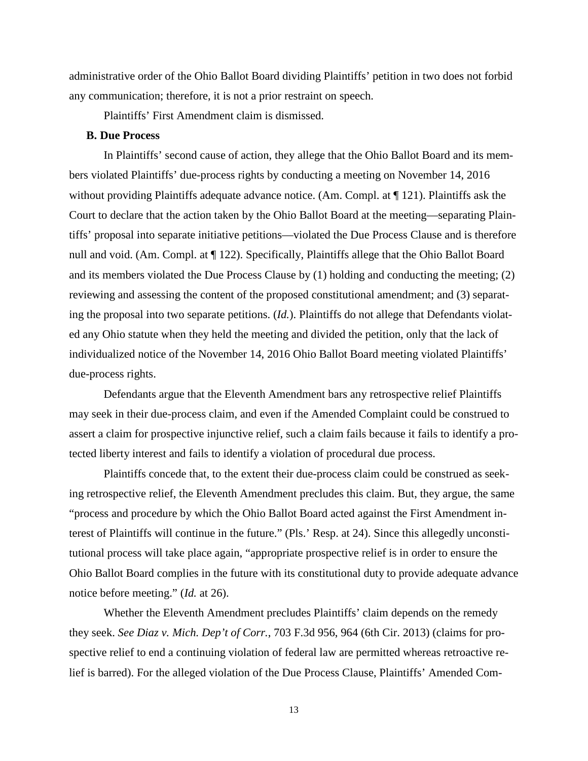administrative order of the Ohio Ballot Board dividing Plaintiffs' petition in two does not forbid any communication; therefore, it is not a prior restraint on speech.

Plaintiffs' First Amendment claim is dismissed.

**B. Due Process**

In Plaintiffs' second cause of action, they allege that the Ohio Ballot Board and its members violated Plaintiffs' due-process rights by conducting a meeting on November 14, 2016 without providing Plaintiffs adequate advance notice. (Am. Compl. at ¶ 121). Plaintiffs ask the Court to declare that the action taken by the Ohio Ballot Board at the meeting—separating Plaintiffs' proposal into separate initiative petitions—violated the Due Process Clause and is therefore null and void. (Am. Compl. at ¶ 122). Specifically, Plaintiffs allege that the Ohio Ballot Board and its members violated the Due Process Clause by (1) holding and conducting the meeting; (2) reviewing and assessing the content of the proposed constitutional amendment; and (3) separating the proposal into two separate petitions. (*Id.*). Plaintiffs do not allege that Defendants violated any Ohio statute when they held the meeting and divided the petition, only that the lack of individualized notice of the November 14, 2016 Ohio Ballot Board meeting violated Plaintiffs' due-process rights.

Defendants argue that the Eleventh Amendment bars any retrospective relief Plaintiffs may seek in their due-process claim, and even if the Amended Complaint could be construed to assert a claim for prospective injunctive relief, such a claim fails because it fails to identify a protected liberty interest and fails to identify a violation of procedural due process.

Plaintiffs concede that, to the extent their due-process claim could be construed as seeking retrospective relief, the Eleventh Amendment precludes this claim. But, they argue, the same "process and procedure by which the Ohio Ballot Board acted against the First Amendment interest of Plaintiffs will continue in the future." (Pls.' Resp. at 24). Since this allegedly unconstitutional process will take place again, "appropriate prospective relief is in order to ensure the Ohio Ballot Board complies in the future with its constitutional duty to provide adequate advance notice before meeting." (*Id.* at 26).

Whether the Eleventh Amendment precludes Plaintiffs' claim depends on the remedy they seek. *See Diaz v. Mich. Dep't of Corr.*, 703 F.3d 956, 964 (6th Cir. 2013) (claims for prospective relief to end a continuing violation of federal law are permitted whereas retroactive relief is barred). For the alleged violation of the Due Process Clause, Plaintiffs' Amended Com-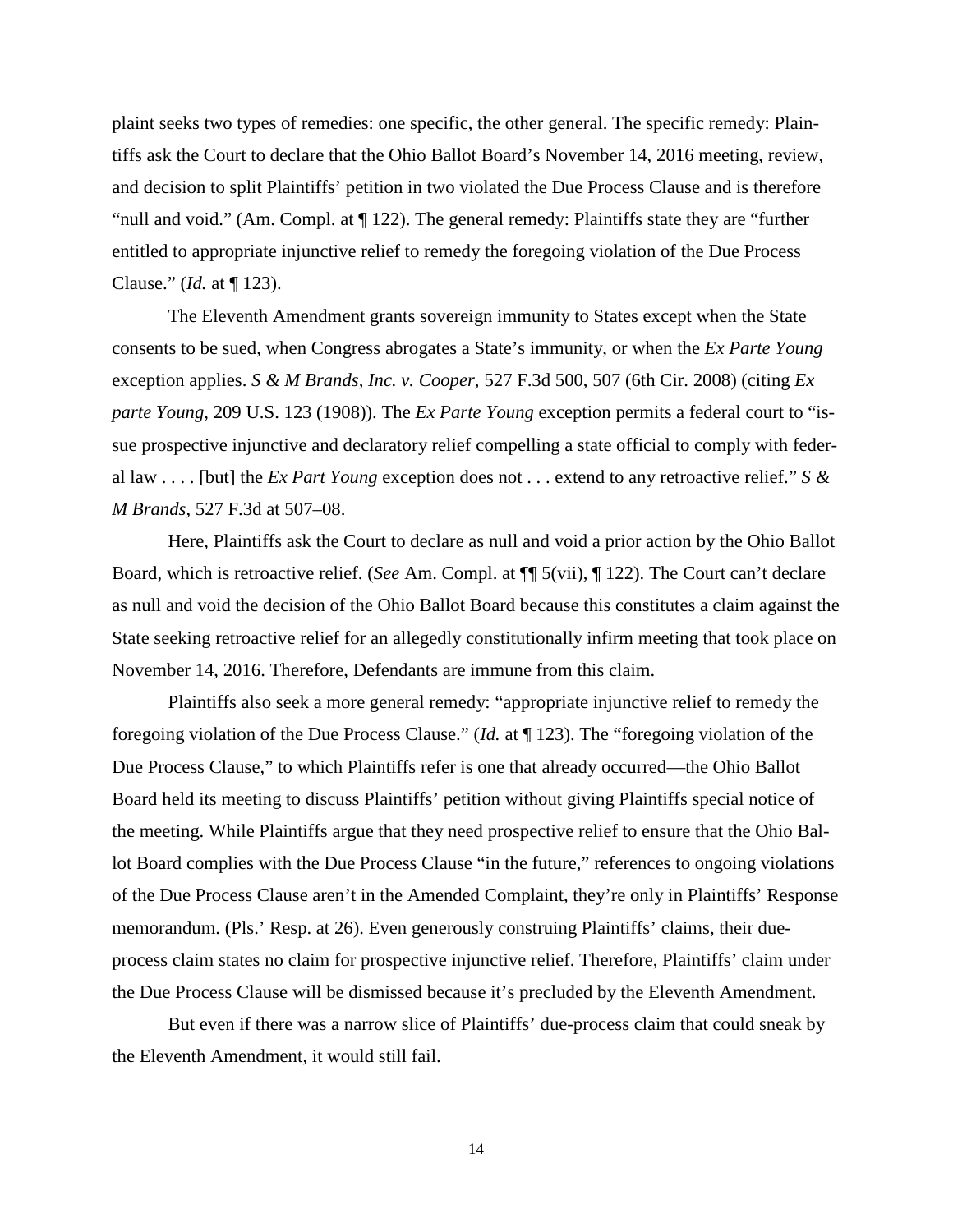plaint seeks two types of remedies: one specific, the other general. The specific remedy: Plaintiffs ask the Court to declare that the Ohio Ballot Board's November 14, 2016 meeting, review, and decision to split Plaintiffs' petition in two violated the Due Process Clause and is therefore "null and void." (Am. Compl. at ¶ 122). The general remedy: Plaintiffs state they are "further entitled to appropriate injunctive relief to remedy the foregoing violation of the Due Process Clause." (*Id.* at ¶ 123).

The Eleventh Amendment grants sovereign immunity to States except when the State consents to be sued, when Congress abrogates a State's immunity, or when the *Ex Parte Young* exception applies. *S & M Brands, Inc. v. Cooper*, 527 F.3d 500, 507 (6th Cir. 2008) (citing *Ex parte Young*, 209 U.S. 123 (1908)). The *Ex Parte Young* exception permits a federal court to "issue prospective injunctive and declaratory relief compelling a state official to comply with federal law . . . . [but] the *Ex Part Young* exception does not . . . extend to any retroactive relief." *S & M Brands*, 527 F.3d at 507–08.

Here, Plaintiffs ask the Court to declare as null and void a prior action by the Ohio Ballot Board, which is retroactive relief. (*See* Am. Compl. at ¶¶ 5(vii), ¶ 122). The Court can't declare as null and void the decision of the Ohio Ballot Board because this constitutes a claim against the State seeking retroactive relief for an allegedly constitutionally infirm meeting that took place on November 14, 2016. Therefore, Defendants are immune from this claim.

Plaintiffs also seek a more general remedy: "appropriate injunctive relief to remedy the foregoing violation of the Due Process Clause." (*Id.* at ¶ 123). The "foregoing violation of the Due Process Clause," to which Plaintiffs refer is one that already occurred—the Ohio Ballot Board held its meeting to discuss Plaintiffs' petition without giving Plaintiffs special notice of the meeting. While Plaintiffs argue that they need prospective relief to ensure that the Ohio Ballot Board complies with the Due Process Clause "in the future," references to ongoing violations of the Due Process Clause aren't in the Amended Complaint, they're only in Plaintiffs' Response memorandum. (Pls.' Resp. at 26). Even generously construing Plaintiffs' claims, their due-process claim states no claim for prospective injunctive relief. Therefore, Plaintiffs' claim under the Due Process Clause will be dismissed because it's precluded by the Eleventh Amendment.

But even if there was a narrow slice of Plaintiffs' due-process claim that could sneak by the Eleventh Amendment, it would still fail.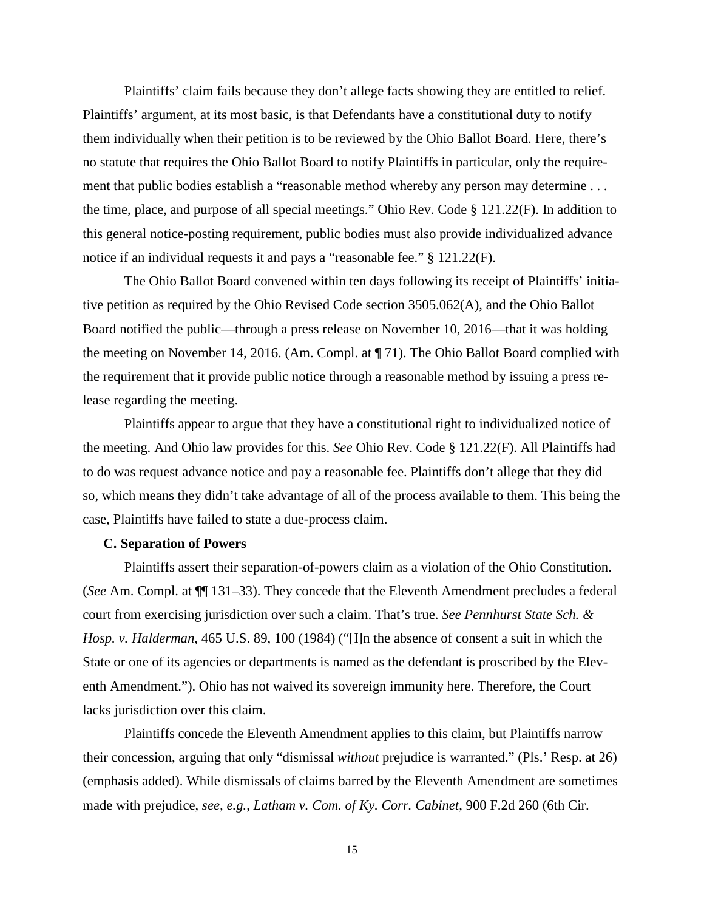Plaintiffs' claim fails because they don't allege facts showing they are entitled to relief. Plaintiffs' argument, at its most basic, is that Defendants have a constitutional duty to notify them individually when their petition is to be reviewed by the Ohio Ballot Board. Here, there's no statute that requires the Ohio Ballot Board to notify Plaintiffs in particular, only the requirement that public bodies establish a "reasonable method whereby any person may determine . . . the time, place, and purpose of all special meetings." Ohio Rev. Code § 121.22(F). In addition to this general notice-posting requirement, public bodies must also provide individualized advance notice if an individual requests it and pays a "reasonable fee." § 121.22(F).

The Ohio Ballot Board convened within ten days following its receipt of Plaintiffs' initiative petition as required by the Ohio Revised Code section 3505.062(A), and the Ohio Ballot Board notified the public—through a press release on November 10, 2016—that it was holding the meeting on November 14, 2016. (Am. Compl. at ¶ 71). The Ohio Ballot Board complied with the requirement that it provide public notice through a reasonable method by issuing a press release regarding the meeting.

Plaintiffs appear to argue that they have a constitutional right to individualized notice of the meeting. And Ohio law provides for this. *See* Ohio Rev. Code § 121.22(F). All Plaintiffs had to do was request advance notice and pay a reasonable fee. Plaintiffs don't allege that they did so, which means they didn't take advantage of all of the process available to them. This being the case, Plaintiffs have failed to state a due-process claim.

**C. Separation of Powers**

Plaintiffs assert their separation-of-powers claim as a violation of the Ohio Constitution. (*See* Am. Compl. at ¶¶ 131–33). They concede that the Eleventh Amendment precludes a federal court from exercising jurisdiction over such a claim. That's true. *See Pennhurst State Sch. & Hosp. v. Halderman*, 465 U.S. 89, 100 (1984) ("[I]n the absence of consent a suit in which the State or one of its agencies or departments is named as the defendant is proscribed by the Eleventh Amendment."). Ohio has not waived its sovereign immunity here. Therefore, the Court lacks jurisdiction over this claim.

Plaintiffs concede the Eleventh Amendment applies to this claim, but Plaintiffs narrow their concession, arguing that only "dismissal *without* prejudice is warranted." (Pls.' Resp. at 26) (emphasis added). While dismissals of claims barred by the Eleventh Amendment are sometimes made with prejudice, *see, e.g.*, *Latham v. Com. of Ky. Corr. Cabinet*, 900 F.2d 260 (6th Cir.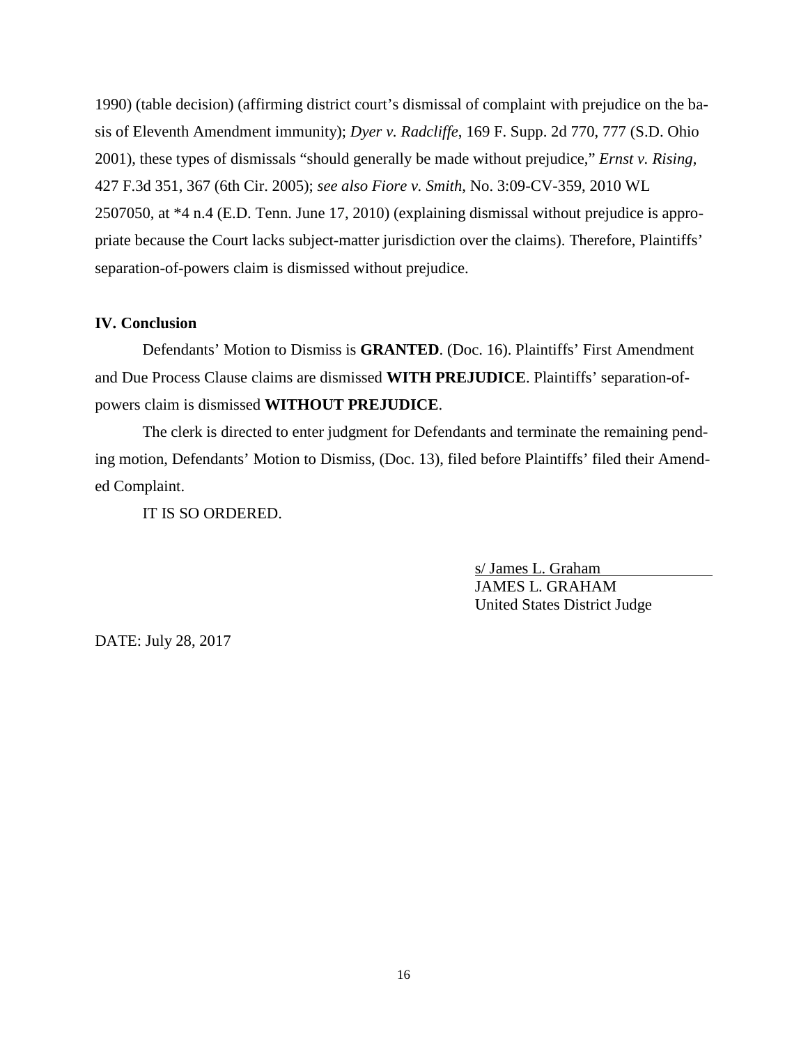1990) (table decision) (affirming district court's dismissal of complaint with prejudice on the basis of Eleventh Amendment immunity); *Dyer v. Radcliffe*, 169 F. Supp. 2d 770, 777 (S.D. Ohio 2001), these types of dismissals "should generally be made without prejudice," *Ernst v. Rising*, 427 F.3d 351, 367 (6th Cir. 2005); *see also Fiore v. Smith*, No. 3:09-CV-359, 2010 WL 2507050, at *4 n.4 (E.D. Tenn. June 17, 2010) (explaining dismissal without prejudice is appropriate because the Court lacks subject-matter jurisdiction over the claims). Therefore, Plaintiffs' separation-of-powers claim is dismissed without prejudice.

### IV. Conclusion

Defendants' Motion to Dismiss is **GRANTED**. (Doc. 16). Plaintiffs' First Amendment and Due Process Clause claims are dismissed **WITH PREJUDICE**. Plaintiffs' separation-of-powers claim is dismissed **WITHOUT PREJUDICE**.

The clerk is directed to enter judgment for Defendants and terminate the remaining pending motion, Defendants' Motion to Dismiss, (Doc. 13), filed before Plaintiffs' filed their Amended Complaint.

IT IS SO ORDERED.

s/ James L. Graham
JAMES L. GRAHAM
United States District Judge

DATE: July 28, 2017